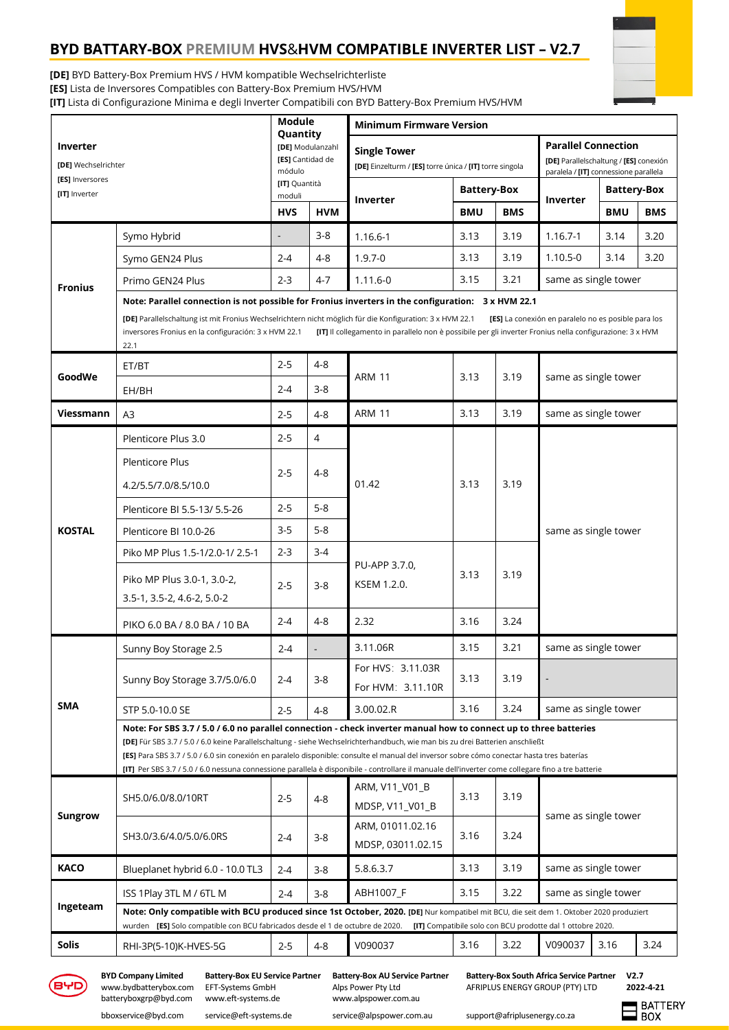# BYD BATTARY-BOX PREMIUM HVS&HVM COMPATIBLE INVERTER LIST – V2.7

**[DE]** BYD Battery-Box Premium HVS / HVM kompatible Wechselrichterliste
**[ES]** Lista de Inversores Compatibles con Battery-Box Premium HVS/HVM
**[IT]** Lista di Configurazione Minima e degli Inverter Compatibili con BYD Battery-Box Premium HVS/HVM

| Inverter [DE] Wechselrichter [ES] Inversores [IT] Inverter | | Module Quantity [DE] Modulanzahl [ES] Cantidad de módulo [IT] Quantità moduli | | Minimum Firmware Version | | | | | |
|---|---|---|---|---|---|---|---|---|---|
| | | | | Single Tower [DE] Einzelturm / [ES] torre única / [IT] torre singola | | | Parallel Connection [DE] Parallelschaltung / [ES] conexión paralela / [IT] connessione parallela | | |
| | | | | Inverter | Battery-Box | | Inverter | Battery-Box | |
| | | HVS | HVM | | BMU | BMS | | BMU | BMS |
| Fronius | Symo Hybrid | - | 3-8 | 1.16.6-1 | 3.13 | 3.19 | 1.16.7-1 | 3.14 | 3.20 |
| | Symo GEN24 Plus | 2-4 | 4-8 | 1.9.7-0 | 3.13 | 3.19 | 1.10.5-0 | 3.14 | 3.20 |
| | Primo GEN24 Plus | 2-3 | 4-7 | 1.11.6-0 | 3.15 | 3.21 | same as single tower | | |
| | **Note: Parallel connection is not possible for Fronius inverters in the configuration: 3 x HVM 22.1** [DE] Parallelschaltung ist mit Fronius Wechselrichtern nicht möglich für die Konfiguration: 3 x HVM 22.1 [ES] La conexión en paralelo no es posible para los inversores Fronius en la configuración: 3 x HVM 22.1 [IT] Il collegamento in parallelo non è possibile per gli inverter Fronius nella configurazione: 3 x HVM 22.1 | | | | | | | | |
| GoodWe | ET/BT | 2-5 | 4-8 | ARM 11 | 3.13 | 3.19 | same as single tower | | |
| | EH/BH | 2-4 | 3-8 | | | | | | |
| Viessmann | A3 | 2-5 | 4-8 | ARM 11 | 3.13 | 3.19 | same as single tower | | |
| KOSTAL | Plenticore Plus 3.0 | 2-5 | 4 | 01.42 | 3.13 | 3.19 | same as single tower | | |
| | Plenticore Plus 4.2/5.5/7.0/8.5/10.0 | 2-5 | 4-8 | | | | | | |
| | Plenticore BI 5.5-13/ 5.5-26 | 2-5 | 5-8 | | | | | | |
| | Plenticore BI 10.0-26 | 3-5 | 5-8 | | | | | | |
| | Piko MP Plus 1.5-1/2.0-1/ 2.5-1 | 2-3 | 3-4 | PU-APP 3.7.0, KSEM 1.2.0. | 3.13 | 3.19 | | | |
| | Piko MP Plus 3.0-1, 3.0-2, 3.5-1, 3.5-2, 4.6-2, 5.0-2 | 2-5 | 3-8 | | | | | | |
| | PIKO 6.0 BA / 8.0 BA / 10 BA | 2-4 | 4-8 | 2.32 | 3.16 | 3.24 | | | |
| SMA | Sunny Boy Storage 2.5 | 2-4 | - | 3.11.06R | 3.15 | 3.21 | same as single tower | | |
| | Sunny Boy Storage 3.7/5.0/6.0 | 2-4 | 3-8 | For HVS：3.11.03R For HVM：3.11.10R | 3.13 | 3.19 | - | | |
| | STP 5.0-10.0 SE | 2-5 | 4-8 | 3.00.02.R | 3.16 | 3.24 | same as single tower | | |
| | **Note: For SBS 3.7 / 5.0 / 6.0 no parallel connection - check inverter manual how to connect up to three batteries** [DE] Für SBS 3.7 / 5.0 / 6.0 keine Parallelschaltung - siehe Wechselrichterhandbuch, wie man bis zu drei Batterien anschließt [ES] Para SBS 3.7 / 5.0 / 6.0 sin conexión en paralelo disponible: consulte el manual del inversor sobre cómo conectar hasta tres baterías [IT] Per SBS 3.7 / 5.0 / 6.0 nessuna connessione parallela è disponibile - controllare il manuale dell'inverter come collegare fino a tre batterie | | | | | | | | |
| Sungrow | SH5.0/6.0/8.0/10RT | 2-5 | 4-8 | ARM, V11_V01_B MDSP, V11_V01_B | 3.13 | 3.19 | same as single tower | | |
| | SH3.0/3.6/4.0/5.0/6.0RS | 2-4 | 3-8 | ARM, 01011.02.16 MDSP, 03011.02.15 | 3.16 | 3.24 | | | |
| KACO | Blueplanet hybrid 6.0 - 10.0 TL3 | 2-4 | 3-8 | 5.8.6.3.7 | 3.13 | 3.19 | same as single tower | | |
| Ingeteam | ISS 1Play 3TL M / 6TL M | 2-4 | 3-8 | ABH1007_F | 3.15 | 3.22 | same as single tower | | |
| | **Note: Only compatible with BCU produced since 1st October, 2020.** [DE] Nur kompatibel mit BCU, die seit dem 1. Oktober 2020 produziert wurden [ES] Solo compatible con BCU fabricados desde el 1 de octubre de 2020. [IT] Compatibile solo con BCU prodotte dal 1 ottobre 2020. | | | | | | | | |
| Solis | RHI-3P(5-10)K-HVES-5G | 2-5 | 4-8 | V090037 | 3.16 | 3.22 | V090037 | 3.16 | 3.24 |

**BYD Company Limited**
www.bydbatterybox.com
batteryboxgrp@byd.com
bboxservice@byd.com

**Battery-Box EU Service Partner**
EFT-Systems GmbH
www.eft-systems.de
service@eft-systems.de

**Battery-Box AU Service Partner**
Alps Power Pty Ltd
www.alpspower.com.au
service@alpspower.com.au

**Battery-Box South Africa Service Partner**
AFRIPLUS ENERGY GROUP (PTY) LTD
support@afriplusenergy.co.za

**V2.7**
**2022-4-21**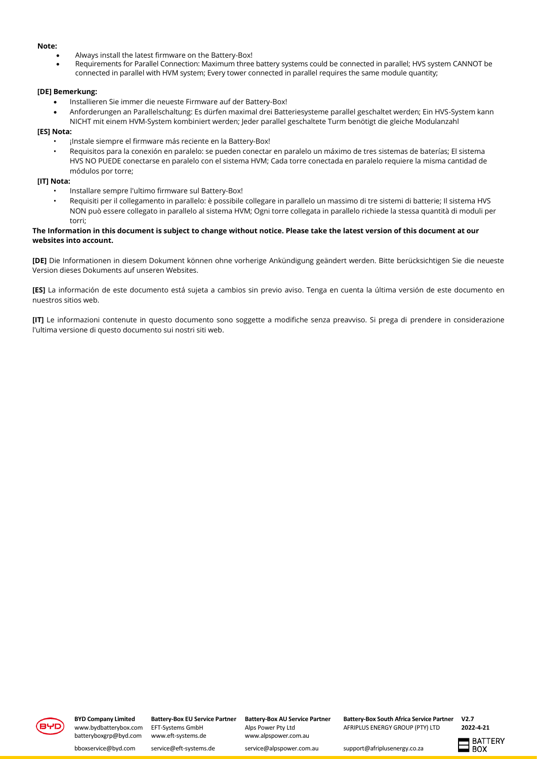**Note:**

- Always install the latest firmware on the Battery-Box!
- Requirements for Parallel Connection: Maximum three battery systems could be connected in parallel; HVS system CANNOT be connected in parallel with HVM system; Every tower connected in parallel requires the same module quantity;

**[DE] Bemerkung:**

- Installieren Sie immer die neueste Firmware auf der Battery-Box!
- Anforderungen an Parallelschaltung: Es dürfen maximal drei Batteriesysteme parallel geschaltet werden; Ein HVS-System kann NICHT mit einem HVM-System kombiniert werden; Jeder parallel geschaltete Turm benötigt die gleiche Modulanzahl

**[ES] Nota:**

- ¡Instale siempre el firmware más reciente en la Battery-Box!
- Requisitos para la conexión en paralelo: se pueden conectar en paralelo un máximo de tres sistemas de baterías; El sistema HVS NO PUEDE conectarse en paralelo con el sistema HVM; Cada torre conectada en paralelo requiere la misma cantidad de módulos por torre;

**[IT] Nota:**

- Installare sempre l'ultimo firmware sul Battery-Box!
- Requisiti per il collegamento in parallelo: è possibile collegare in parallelo un massimo di tre sistemi di batterie; Il sistema HVS NON può essere collegato in parallelo al sistema HVM; Ogni torre collegata in parallelo richiede la stessa quantità di moduli per torri;

**The Information in this document is subject to change without notice. Please take the latest version of this document at our websites into account.**

**[DE]** Die Informationen in diesem Dokument können ohne vorherige Ankündigung geändert werden. Bitte berücksichtigen Sie die neueste Version dieses Dokuments auf unseren Websites.

**[ES]** La información de este documento está sujeta a cambios sin previo aviso. Tenga en cuenta la última versión de este documento en nuestros sitios web.

**[IT]** Le informazioni contenute in questo documento sono soggette a modifiche senza preavviso. Si prega di prendere in considerazione l'ultima versione di questo documento sui nostri siti web.